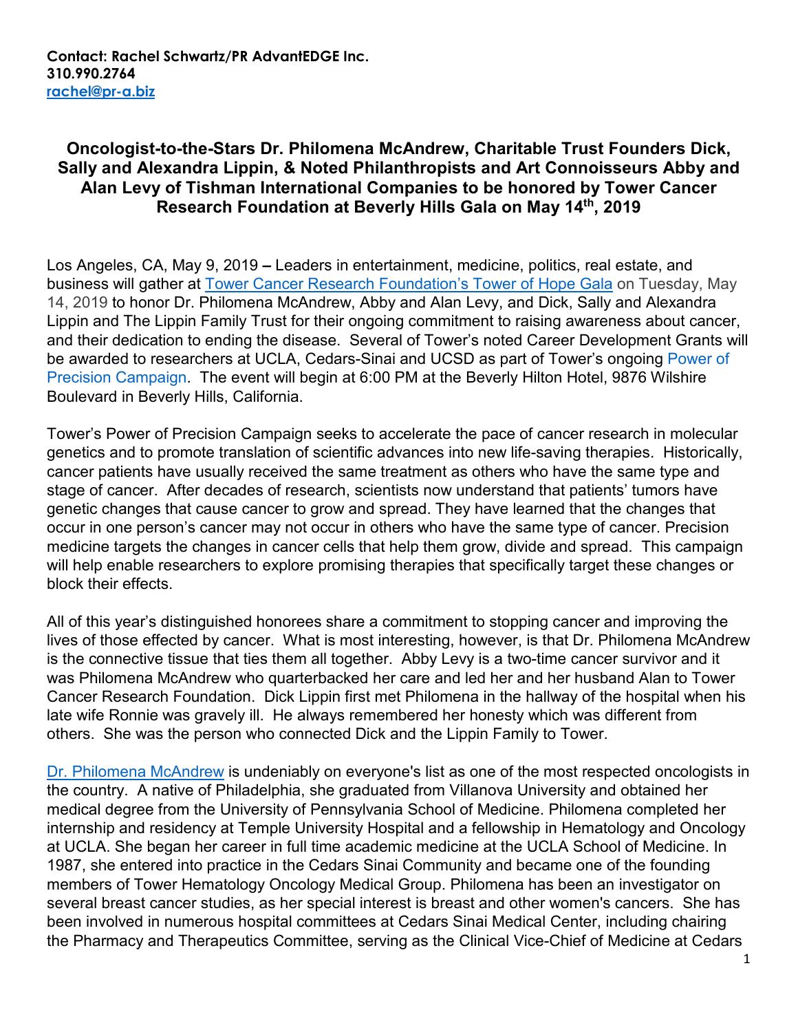**Contact: Rachel Schwartz/PR AdvantEDGE Inc.**
**310.990.2764**
**[rachel@pr-a.biz](mailto:rachel@pr-a.biz)**

## Oncologist-to-the-Stars Dr. Philomena McAndrew, Charitable Trust Founders Dick, Sally and Alexandra Lippin, & Noted Philanthropists and Art Connoisseurs Abby and Alan Levy of Tishman International Companies to be honored by Tower Cancer Research Foundation at Beverly Hills Gala on May 14th, 2019

Los Angeles, CA, May 9, 2019 **–** Leaders in entertainment, medicine, politics, real estate, and business will gather at Tower Cancer Research Foundation's Tower of Hope Gala on Tuesday, May 14, 2019 to honor Dr. Philomena McAndrew, Abby and Alan Levy, and Dick, Sally and Alexandra Lippin and The Lippin Family Trust for their ongoing commitment to raising awareness about cancer, and their dedication to ending the disease. Several of Tower's noted Career Development Grants will be awarded to researchers at UCLA, Cedars-Sinai and UCSD as part of Tower's ongoing Power of Precision Campaign. The event will begin at 6:00 PM at the Beverly Hilton Hotel, 9876 Wilshire Boulevard in Beverly Hills, California.

Tower's Power of Precision Campaign seeks to accelerate the pace of cancer research in molecular genetics and to promote translation of scientific advances into new life-saving therapies. Historically, cancer patients have usually received the same treatment as others who have the same type and stage of cancer. After decades of research, scientists now understand that patients' tumors have genetic changes that cause cancer to grow and spread. They have learned that the changes that occur in one person's cancer may not occur in others who have the same type of cancer. Precision medicine targets the changes in cancer cells that help them grow, divide and spread. This campaign will help enable researchers to explore promising therapies that specifically target these changes or block their effects.

All of this year's distinguished honorees share a commitment to stopping cancer and improving the lives of those effected by cancer. What is most interesting, however, is that Dr. Philomena McAndrew is the connective tissue that ties them all together. Abby Levy is a two-time cancer survivor and it was Philomena McAndrew who quarterbacked her care and led her and her husband Alan to Tower Cancer Research Foundation. Dick Lippin first met Philomena in the hallway of the hospital when his late wife Ronnie was gravely ill. He always remembered her honesty which was different from others. She was the person who connected Dick and the Lippin Family to Tower.

Dr. Philomena McAndrew is undeniably on everyone's list as one of the most respected oncologists in the country. A native of Philadelphia, she graduated from Villanova University and obtained her medical degree from the University of Pennsylvania School of Medicine. Philomena completed her internship and residency at Temple University Hospital and a fellowship in Hematology and Oncology at UCLA. She began her career in full time academic medicine at the UCLA School of Medicine. In 1987, she entered into practice in the Cedars Sinai Community and became one of the founding members of Tower Hematology Oncology Medical Group. Philomena has been an investigator on several breast cancer studies, as her special interest is breast and other women's cancers. She has been involved in numerous hospital committees at Cedars Sinai Medical Center, including chairing the Pharmacy and Therapeutics Committee, serving as the Clinical Vice-Chief of Medicine at Cedars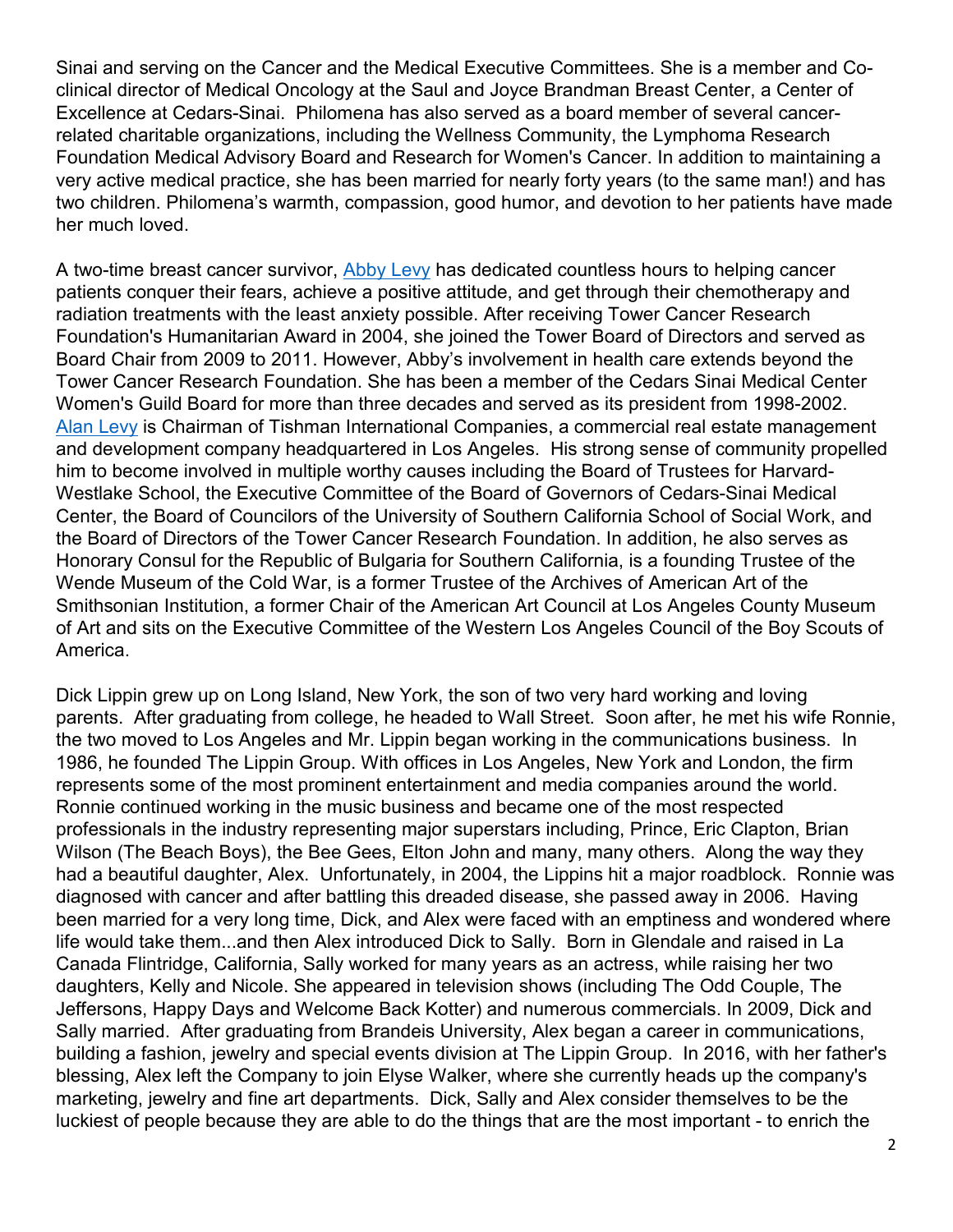Sinai and serving on the Cancer and the Medical Executive Committees. She is a member and Co-clinical director of Medical Oncology at the Saul and Joyce Brandman Breast Center, a Center of Excellence at Cedars-Sinai. Philomena has also served as a board member of several cancer-related charitable organizations, including the Wellness Community, the Lymphoma Research Foundation Medical Advisory Board and Research for Women's Cancer. In addition to maintaining a very active medical practice, she has been married for nearly forty years (to the same man!) and has two children. Philomena's warmth, compassion, good humor, and devotion to her patients have made her much loved.

A two-time breast cancer survivor, Abby Levy has dedicated countless hours to helping cancer patients conquer their fears, achieve a positive attitude, and get through their chemotherapy and radiation treatments with the least anxiety possible. After receiving Tower Cancer Research Foundation's Humanitarian Award in 2004, she joined the Tower Board of Directors and served as Board Chair from 2009 to 2011. However, Abby's involvement in health care extends beyond the Tower Cancer Research Foundation. She has been a member of the Cedars Sinai Medical Center Women's Guild Board for more than three decades and served as its president from 1998-2002. Alan Levy is Chairman of Tishman International Companies, a commercial real estate management and development company headquartered in Los Angeles. His strong sense of community propelled him to become involved in multiple worthy causes including the Board of Trustees for Harvard-Westlake School, the Executive Committee of the Board of Governors of Cedars-Sinai Medical Center, the Board of Councilors of the University of Southern California School of Social Work, and the Board of Directors of the Tower Cancer Research Foundation. In addition, he also serves as Honorary Consul for the Republic of Bulgaria for Southern California, is a founding Trustee of the Wende Museum of the Cold War, is a former Trustee of the Archives of American Art of the Smithsonian Institution, a former Chair of the American Art Council at Los Angeles County Museum of Art and sits on the Executive Committee of the Western Los Angeles Council of the Boy Scouts of America.

Dick Lippin grew up on Long Island, New York, the son of two very hard working and loving parents. After graduating from college, he headed to Wall Street. Soon after, he met his wife Ronnie, the two moved to Los Angeles and Mr. Lippin began working in the communications business. In 1986, he founded The Lippin Group. With offices in Los Angeles, New York and London, the firm represents some of the most prominent entertainment and media companies around the world. Ronnie continued working in the music business and became one of the most respected professionals in the industry representing major superstars including, Prince, Eric Clapton, Brian Wilson (The Beach Boys), the Bee Gees, Elton John and many, many others. Along the way they had a beautiful daughter, Alex. Unfortunately, in 2004, the Lippins hit a major roadblock. Ronnie was diagnosed with cancer and after battling this dreaded disease, she passed away in 2006. Having been married for a very long time, Dick, and Alex were faced with an emptiness and wondered where life would take them...and then Alex introduced Dick to Sally. Born in Glendale and raised in La Canada Flintridge, California, Sally worked for many years as an actress, while raising her two daughters, Kelly and Nicole. She appeared in television shows (including The Odd Couple, The Jeffersons, Happy Days and Welcome Back Kotter) and numerous commercials. In 2009, Dick and Sally married. After graduating from Brandeis University, Alex began a career in communications, building a fashion, jewelry and special events division at The Lippin Group. In 2016, with her father's blessing, Alex left the Company to join Elyse Walker, where she currently heads up the company's marketing, jewelry and fine art departments. Dick, Sally and Alex consider themselves to be the luckiest of people because they are able to do the things that are the most important - to enrich the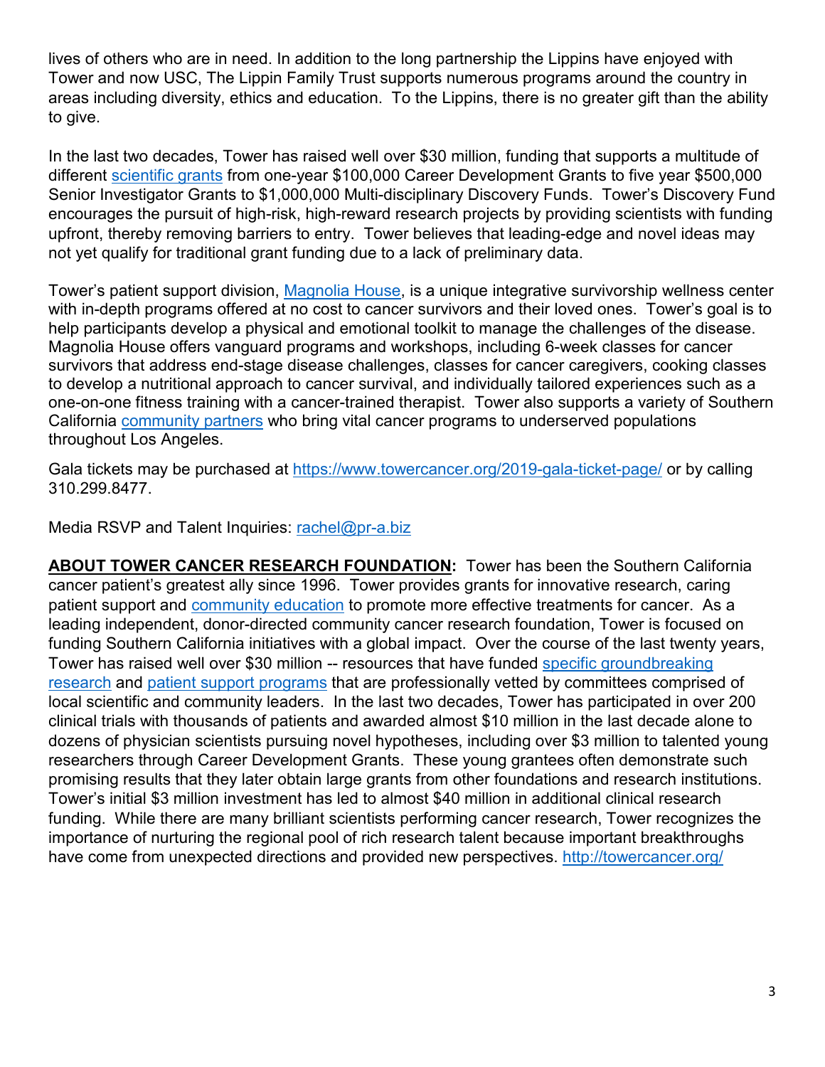lives of others who are in need. In addition to the long partnership the Lippins have enjoyed with Tower and now USC, The Lippin Family Trust supports numerous programs around the country in areas including diversity, ethics and education. To the Lippins, there is no greater gift than the ability to give.

In the last two decades, Tower has raised well over $30 million, funding that supports a multitude of different [scientific grants](#) from one-year $100,000 Career Development Grants to five year $500,000 Senior Investigator Grants to $1,000,000 Multi-disciplinary Discovery Funds. Tower's Discovery Fund encourages the pursuit of high-risk, high-reward research projects by providing scientists with funding upfront, thereby removing barriers to entry. Tower believes that leading-edge and novel ideas may not yet qualify for traditional grant funding due to a lack of preliminary data.

Tower's patient support division, [Magnolia House](#), is a unique integrative survivorship wellness center with in-depth programs offered at no cost to cancer survivors and their loved ones. Tower's goal is to help participants develop a physical and emotional toolkit to manage the challenges of the disease. Magnolia House offers vanguard programs and workshops, including 6-week classes for cancer survivors that address end-stage disease challenges, classes for cancer caregivers, cooking classes to develop a nutritional approach to cancer survival, and individually tailored experiences such as a one-on-one fitness training with a cancer-trained therapist. Tower also supports a variety of Southern California [community partners](#) who bring vital cancer programs to underserved populations throughout Los Angeles.

Gala tickets may be purchased at https://www.towercancer.org/2019-gala-ticket-page/ or by calling 310.299.8477.

Media RSVP and Talent Inquiries: rachel@pr-a.biz

**ABOUT TOWER CANCER RESEARCH FOUNDATION:** Tower has been the Southern California cancer patient's greatest ally since 1996. Tower provides grants for innovative research, caring patient support and [community education](#) to promote more effective treatments for cancer. As a leading independent, donor-directed community cancer research foundation, Tower is focused on funding Southern California initiatives with a global impact. Over the course of the last twenty years, Tower has raised well over $30 million -- resources that have funded [specific groundbreaking research](#) and [patient support programs](#) that are professionally vetted by committees comprised of local scientific and community leaders. In the last two decades, Tower has participated in over 200 clinical trials with thousands of patients and awarded almost $10 million in the last decade alone to dozens of physician scientists pursuing novel hypotheses, including over $3 million to talented young researchers through Career Development Grants. These young grantees often demonstrate such promising results that they later obtain large grants from other foundations and research institutions. Tower's initial $3 million investment has led to almost $40 million in additional clinical research funding. While there are many brilliant scientists performing cancer research, Tower recognizes the importance of nurturing the regional pool of rich research talent because important breakthroughs have come from unexpected directions and provided new perspectives. http://towercancer.org/